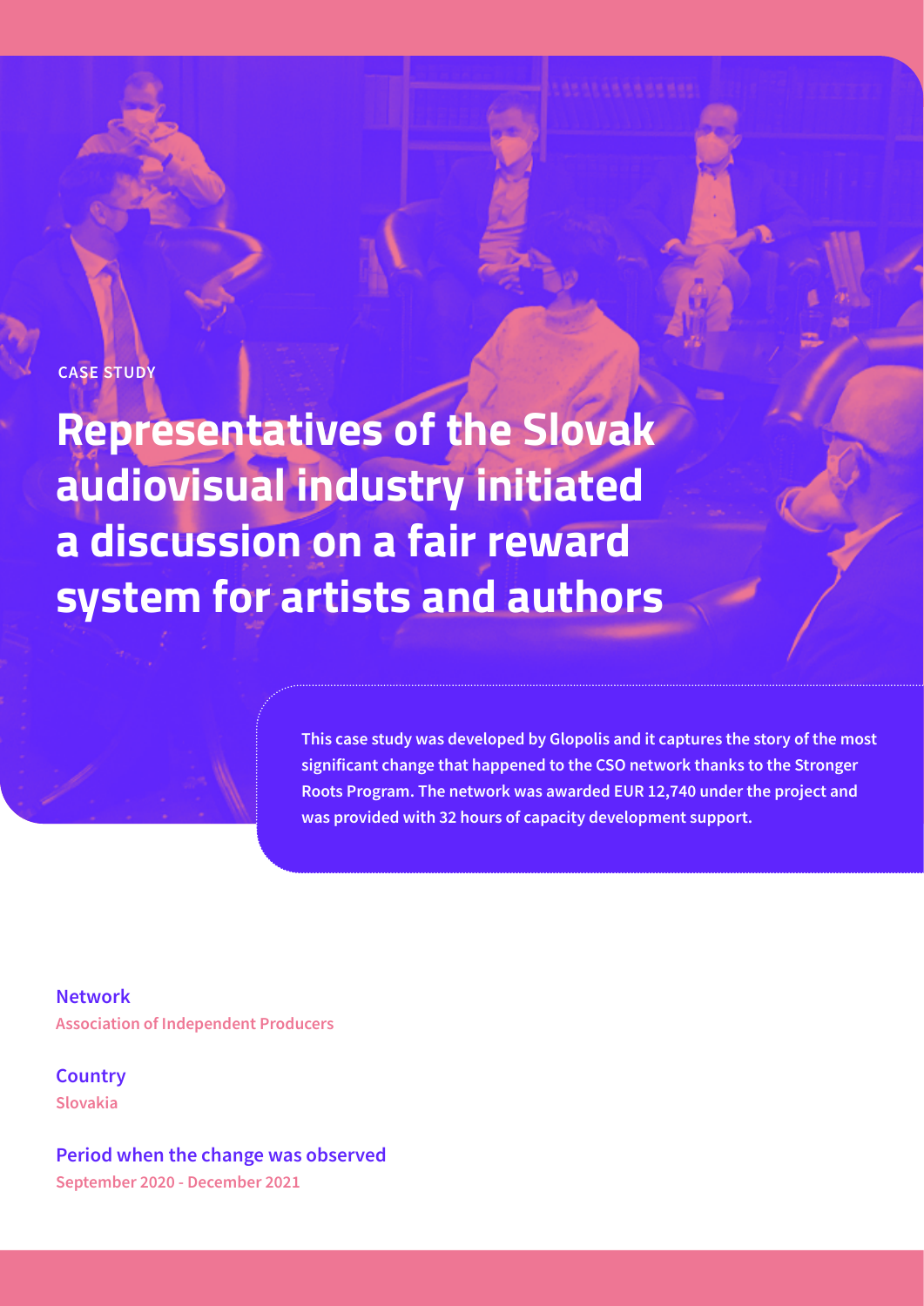CASE STUDY

# Representatives of the Slovak audiovisual industry initiated a discussion on a fair reward system for artists and authors

**This case study was developed by Glopolis and it captures the story of the most significant change that happened to the CSO network thanks to the Stronger Roots Program. The network was awarded EUR 12,740 under the project and was provided with 32 hours of capacity development support.**

**Network**
Association of Independent Producers

**Country**
Slovakia

**Period when the change was observed**
September 2020 - December 2021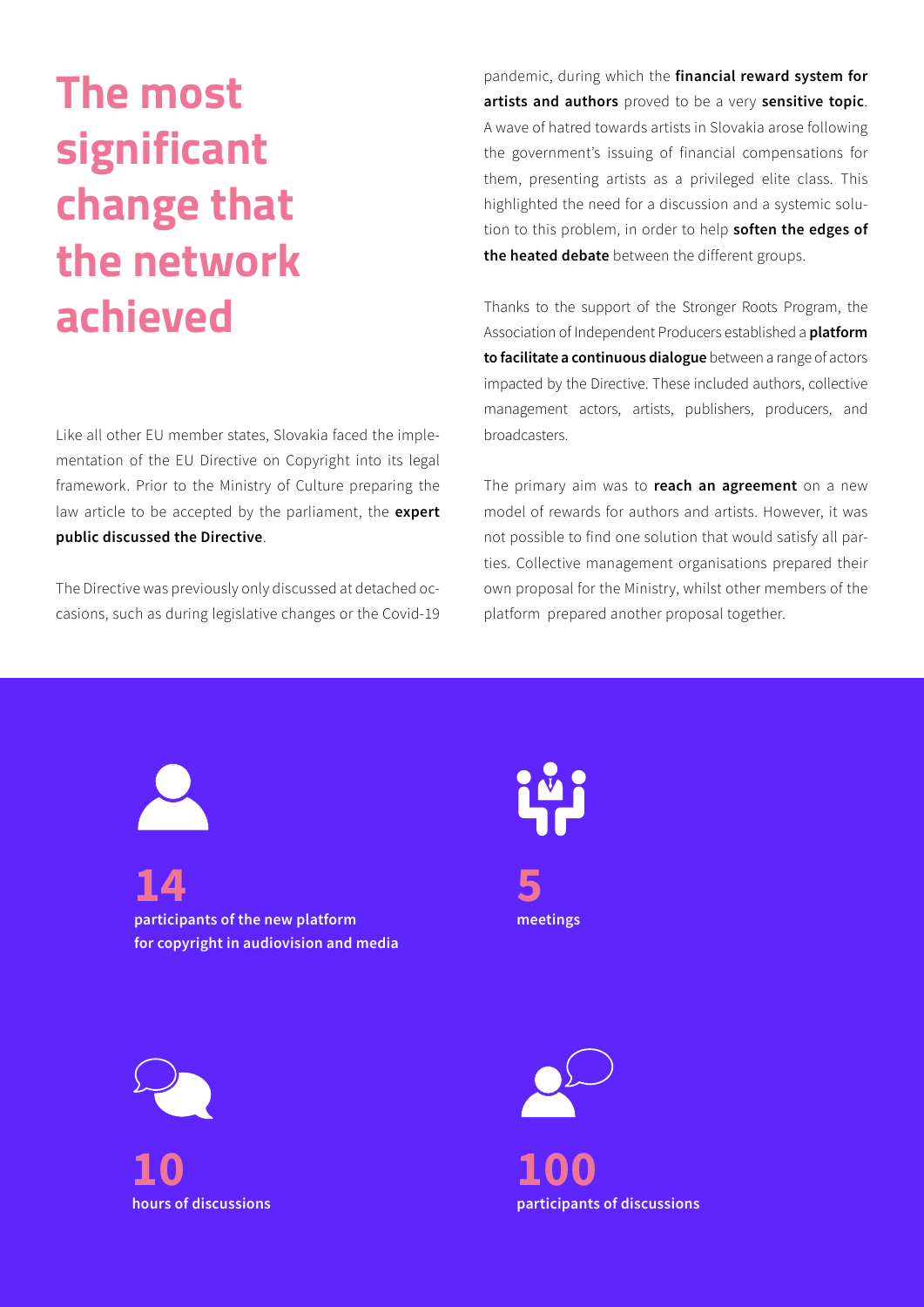# The most significant change that the network achieved

Like all other EU member states, Slovakia faced the implementation of the EU Directive on Copyright into its legal framework. Prior to the Ministry of Culture preparing the law article to be accepted by the parliament, the **expert public discussed the Directive**.

The Directive was previously only discussed at detached occasions, such as during legislative changes or the Covid-19 pandemic, during which the **financial reward system for artists and authors** proved to be a very **sensitive topic**. A wave of hatred towards artists in Slovakia arose following the government's issuing of financial compensations for them, presenting artists as a privileged elite class. This highlighted the need for a discussion and a systemic solution to this problem, in order to help **soften the edges of the heated debate** between the different groups.

Thanks to the support of the Stronger Roots Program, the Association of Independent Producers established a **platform to facilitate a continuous dialogue** between a range of actors impacted by the Directive. These included authors, collective management actors, artists, publishers, producers, and broadcasters.

The primary aim was to **reach an agreement** on a new model of rewards for authors and artists. However, it was not possible to find one solution that would satisfy all parties. Collective management organisations prepared their own proposal for the Ministry, whilst other members of the platform prepared another proposal together.

**14**
**participants of the new platform for copyright in audiovision and media**

**5**
**meetings**

**10**
**hours of discussions**

**100**
**participants of discussions**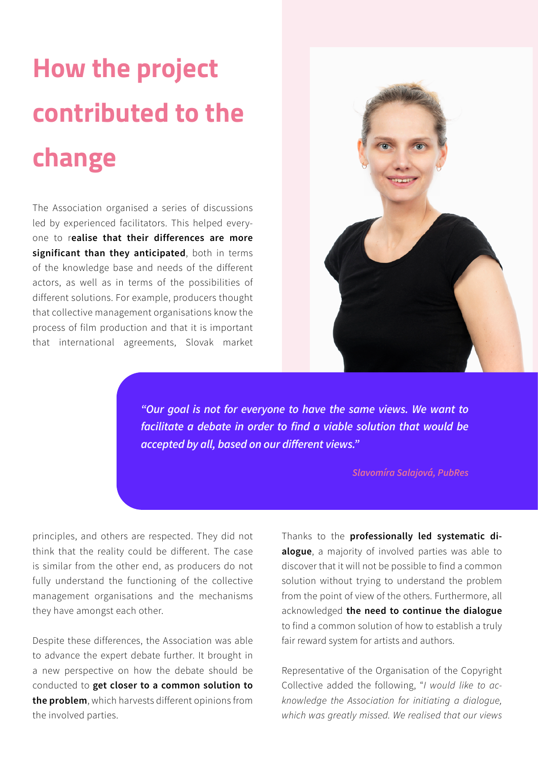# How the project contributed to the change

The Association organised a series of discussions led by experienced facilitators. This helped everyone to r**ealise that their differences are more significant than they anticipated**, both in terms of the knowledge base and needs of the different actors, as well as in terms of the possibilities of different solutions. For example, producers thought that collective management organisations know the process of film production and that it is important that international agreements, Slovak market principles, and others are respected. They did not think that the reality could be different. The case is similar from the other end, as producers do not fully understand the functioning of the collective management organisations and the mechanisms they have amongst each other.

> *"Our goal is not for everyone to have the same views. We want to facilitate a debate in order to find a viable solution that would be accepted by all, based on our different views."*
>
> *Slavomíra Salajová, PubRes*

Despite these differences, the Association was able to advance the expert debate further. It brought in a new perspective on how the debate should be conducted to **get closer to a common solution to the problem**, which harvests different opinions from the involved parties.

Thanks to the **professionally led systematic dialogue**, a majority of involved parties was able to discover that it will not be possible to find a common solution without trying to understand the problem from the point of view of the others. Furthermore, all acknowledged **the need to continue the dialogue** to find a common solution of how to establish a truly fair reward system for artists and authors.

Representative of the Organisation of the Copyright Collective added the following, "*I would like to acknowledge the Association for initiating a dialogue, which was greatly missed. We realised that our views*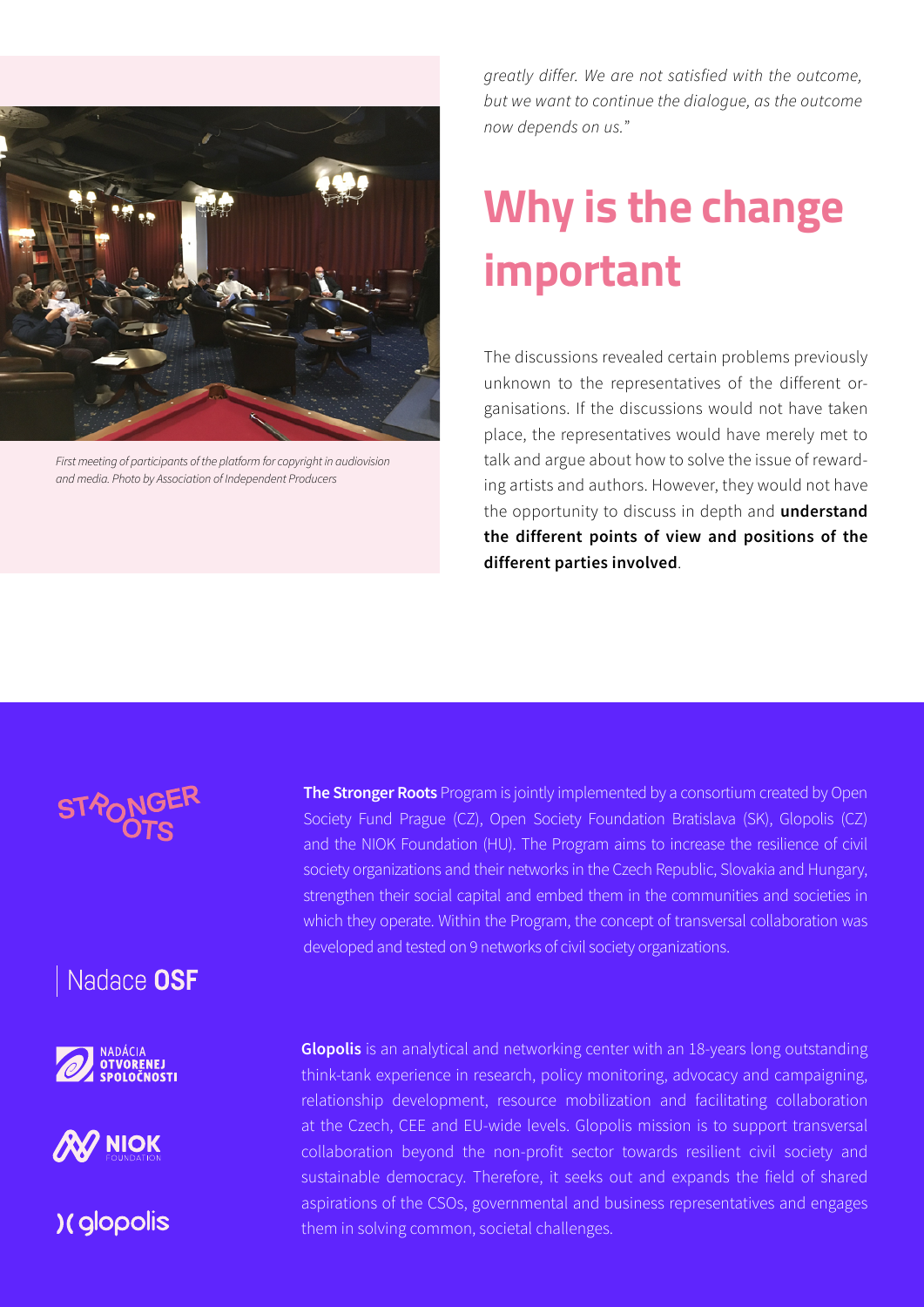First meeting of participants of the platform for copyright in audiovision and media. Photo by Association of Independent Producers

*greatly differ. We are not satisfied with the outcome, but we want to continue the dialogue, as the outcome now depends on us."*

# Why is the change important

The discussions revealed certain problems previously unknown to the representatives of the different organisations. If the discussions would not have taken place, the representatives would have merely met to talk and argue about how to solve the issue of rewarding artists and authors. However, they would not have the opportunity to discuss in depth and **understand the different points of view and positions of the different parties involved**.

STRONGER ROOTS

**The Stronger Roots** Program is jointly implemented by a consortium created by Open Society Fund Prague (CZ), Open Society Foundation Bratislava (SK), Glopolis (CZ) and the NIOK Foundation (HU). The Program aims to increase the resilience of civil society organizations and their networks in the Czech Republic, Slovakia and Hungary, strengthen their social capital and embed them in the communities and societies in which they operate. Within the Program, the concept of transversal collaboration was developed and tested on 9 networks of civil society organizations.

Nadace **OSF**

NADÁCIA OTVORENEJ SPOLOČNOSTI

NIOK FOUNDATION

glopolis

**Glopolis** is an analytical and networking center with an 18-years long outstanding think-tank experience in research, policy monitoring, advocacy and campaigning, relationship development, resource mobilization and facilitating collaboration at the Czech, CEE and EU-wide levels. Glopolis mission is to support transversal collaboration beyond the non-profit sector towards resilient civil society and sustainable democracy. Therefore, it seeks out and expands the field of shared aspirations of the CSOs, governmental and business representatives and engages them in solving common, societal challenges.